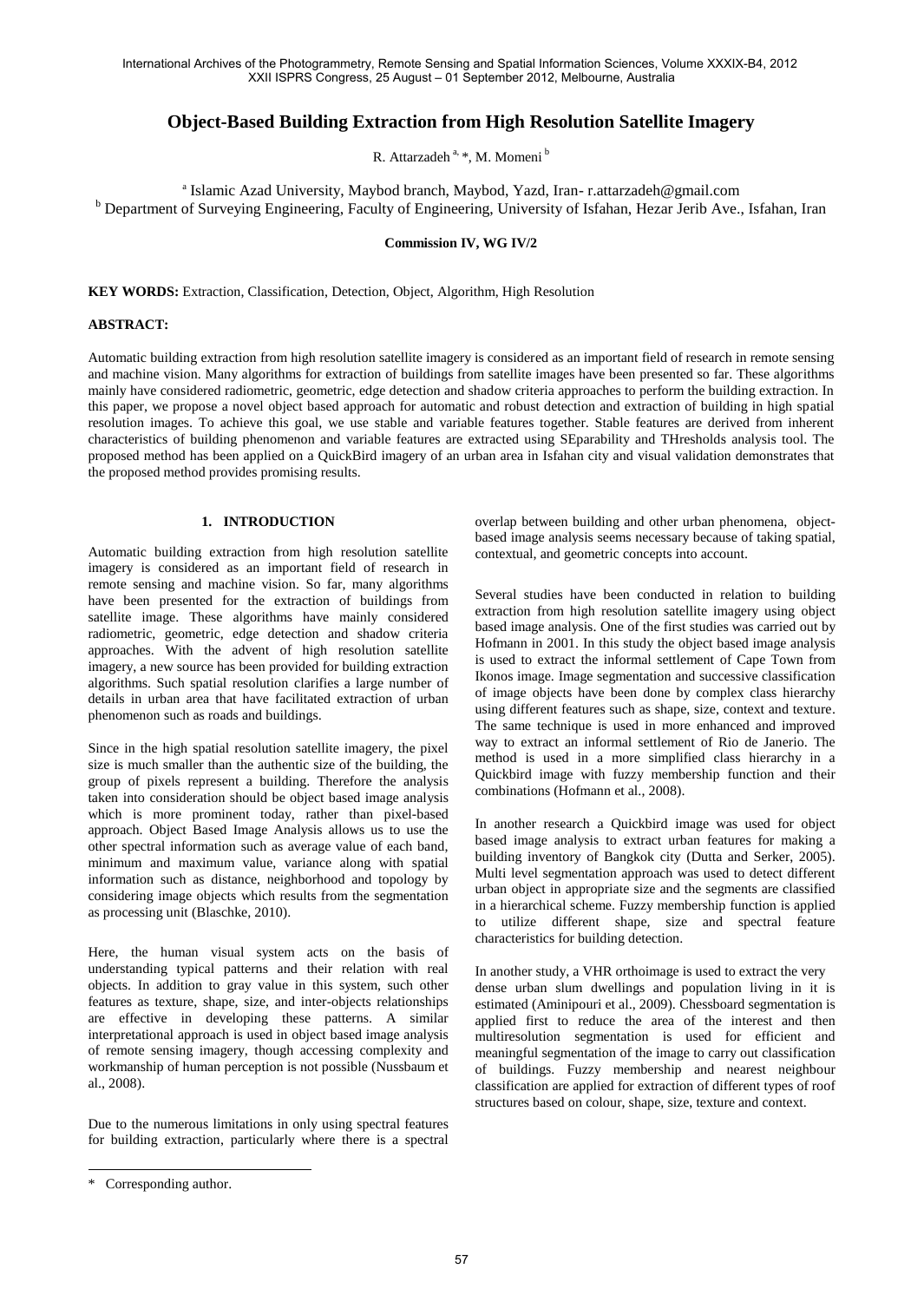# Object-Based Building Extraction from High Resolution Satellite Imagery

R. Attarzadeh [a, *], M. Momeni [b]

[a] Islamic Azad University, Maybod branch, Maybod, Yazd, Iran- r.attarzadeh@gmail.com
[b] Department of Surveying Engineering, Faculty of Engineering, University of Isfahan, Hezar Jerib Ave., Isfahan, Iran

**Commission IV, WG IV/2**

**KEY WORDS:** Extraction, Classification, Detection, Object, Algorithm, High Resolution

**ABSTRACT:**

Automatic building extraction from high resolution satellite imagery is considered as an important field of research in remote sensing and machine vision. Many algorithms for extraction of buildings from satellite images have been presented so far. These algorithms mainly have considered radiometric, geometric, edge detection and shadow criteria approaches to perform the building extraction. In this paper, we propose a novel object based approach for automatic and robust detection and extraction of building in high spatial resolution images. To achieve this goal, we use stable and variable features together. Stable features are derived from inherent characteristics of building phenomenon and variable features are extracted using SEparability and THresholds analysis tool. The proposed method has been applied on a QuickBird imagery of an urban area in Isfahan city and visual validation demonstrates that the proposed method provides promising results.

## 1. INTRODUCTION

Automatic building extraction from high resolution satellite imagery is considered as an important field of research in remote sensing and machine vision. So far, many algorithms have been presented for the extraction of buildings from satellite image. These algorithms have mainly considered radiometric, geometric, edge detection and shadow criteria approaches. With the advent of high resolution satellite imagery, a new source has been provided for building extraction algorithms. Such spatial resolution clarifies a large number of details in urban area that have facilitated extraction of urban phenomenon such as roads and buildings.

Since in the high spatial resolution satellite imagery, the pixel size is much smaller than the authentic size of the building, the group of pixels represent a building. Therefore the analysis taken into consideration should be object based image analysis which is more prominent today, rather than pixel-based approach. Object Based Image Analysis allows us to use the other spectral information such as average value of each band, minimum and maximum value, variance along with spatial information such as distance, neighborhood and topology by considering image objects which results from the segmentation as processing unit (Blaschke, 2010).

Here, the human visual system acts on the basis of understanding typical patterns and their relation with real objects. In addition to gray value in this system, such other features as texture, shape, size, and inter-objects relationships are effective in developing these patterns. A similar interpretational approach is used in object based image analysis of remote sensing imagery, though accessing complexity and workmanship of human perception is not possible (Nussbaum et al., 2008).

Due to the numerous limitations in only using spectral features for building extraction, particularly where there is a spectral overlap between building and other urban phenomena, object-based image analysis seems necessary because of taking spatial, contextual, and geometric concepts into account.

Several studies have been conducted in relation to building extraction from high resolution satellite imagery using object based image analysis. One of the first studies was carried out by Hofmann in 2001. In this study the object based image analysis is used to extract the informal settlement of Cape Town from Ikonos image. Image segmentation and successive classification of image objects have been done by complex class hierarchy using different features such as shape, size, context and texture. The same technique is used in more enhanced and improved way to extract an informal settlement of Rio de Janerio. The method is used in a more simplified class hierarchy in a Quickbird image with fuzzy membership function and their combinations (Hofmann et al., 2008).

In another research a Quickbird image was used for object based image analysis to extract urban features for making a building inventory of Bangkok city (Dutta and Serker, 2005). Multi level segmentation approach was used to detect different urban object in appropriate size and the segments are classified in a hierarchical scheme. Fuzzy membership function is applied to utilize different shape, size and spectral feature characteristics for building detection.

In another study, a VHR orthoimage is used to extract the very dense urban slum dwellings and population living in it is estimated (Aminipouri et al., 2009). Chessboard segmentation is applied first to reduce the area of the interest and then multiresolution segmentation is used for efficient and meaningful segmentation of the image to carry out classification of buildings. Fuzzy membership and nearest neighbour classification are applied for extraction of different types of roof structures based on colour, shape, size, texture and context.

* Corresponding author.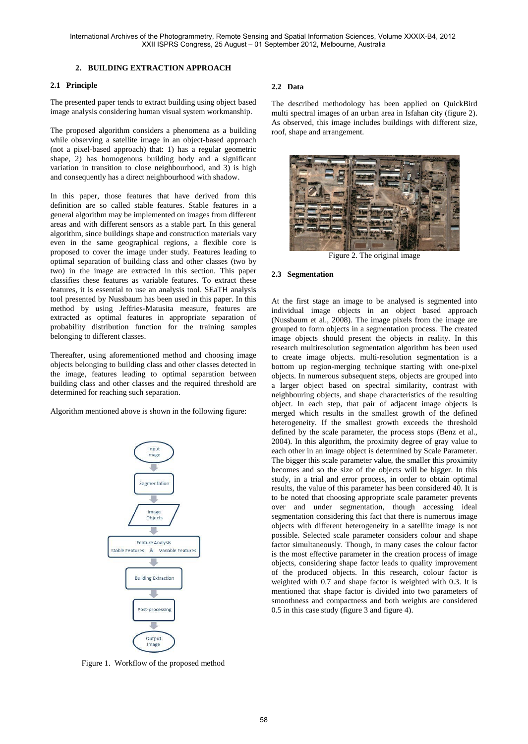## 2. BUILDING EXTRACTION APPROACH

### 2.1 Principle

The presented paper tends to extract building using object based image analysis considering human visual system workmanship.

The proposed algorithm considers a phenomena as a building while observing a satellite image in an object-based approach (not a pixel-based approach) that: 1) has a regular geometric shape, 2) has homogenous building body and a significant variation in transition to close neighbourhood, and 3) is high and consequently has a direct neighbourhood with shadow.

In this paper, those features that have derived from this definition are so called stable features. Stable features in a general algorithm may be implemented on images from different areas and with different sensors as a stable part. In this general algorithm, since buildings shape and construction materials vary even in the same geographical regions, a flexible core is proposed to cover the image under study. Features leading to optimal separation of building class and other classes (two by two) in the image are extracted in this section. This paper classifies these features as variable features. To extract these features, it is essential to use an analysis tool. SEaTH analysis tool presented by Nussbaum has been used in this paper. In this method by using Jeffries-Matusita measure, features are extracted as optimal features in appropriate separation of probability distribution function for the training samples belonging to different classes.

Thereafter, using aforementioned method and choosing image objects belonging to building class and other classes detected in the image, features leading to optimal separation between building class and other classes and the required threshold are determined for reaching such separation.

Algorithm mentioned above is shown in the following figure:

Input Image → Segmentation → Image Objects → Feature Analysis (Stable Features & Variable Features) → Building Extraction → Post-processing → Output Image

Figure 1. Workflow of the proposed method

### 2.2 Data

The described methodology has been applied on QuickBird multi spectral images of an urban area in Isfahan city (figure 2). As observed, this image includes buildings with different size, roof, shape and arrangement.

Figure 2. The original image

### 2.3 Segmentation

At the first stage an image to be analysed is segmented into individual image objects in an object based approach (Nussbaum et al., 2008). The image pixels from the image are grouped to form objects in a segmentation process. The created image objects should present the objects in reality. In this research multiresolution segmentation algorithm has been used to create image objects. multi-resolution segmentation is a bottom up region-merging technique starting with one-pixel objects. In numerous subsequent steps, objects are grouped into a larger object based on spectral similarity, contrast with neighbouring objects, and shape characteristics of the resulting object. In each step, that pair of adjacent image objects is merged which results in the smallest growth of the defined heterogeneity. If the smallest growth exceeds the threshold defined by the scale parameter, the process stops (Benz et al., 2004). In this algorithm, the proximity degree of gray value to each other in an image object is determined by Scale Parameter. The bigger this scale parameter value, the smaller this proximity becomes and so the size of the objects will be bigger. In this study, in a trial and error process, in order to obtain optimal results, the value of this parameter has been considered 40. It is to be noted that choosing appropriate scale parameter prevents over and under segmentation, though accessing ideal segmentation considering this fact that there is numerous image objects with different heterogeneity in a satellite image is not possible. Selected scale parameter considers colour and shape factor simultaneously. Though, in many cases the colour factor is the most effective parameter in the creation process of image objects, considering shape factor leads to quality improvement of the produced objects. In this research, colour factor is weighted with 0.7 and shape factor is weighted with 0.3. It is mentioned that shape factor is divided into two parameters of smoothness and compactness and both weights are considered 0.5 in this case study (figure 3 and figure 4).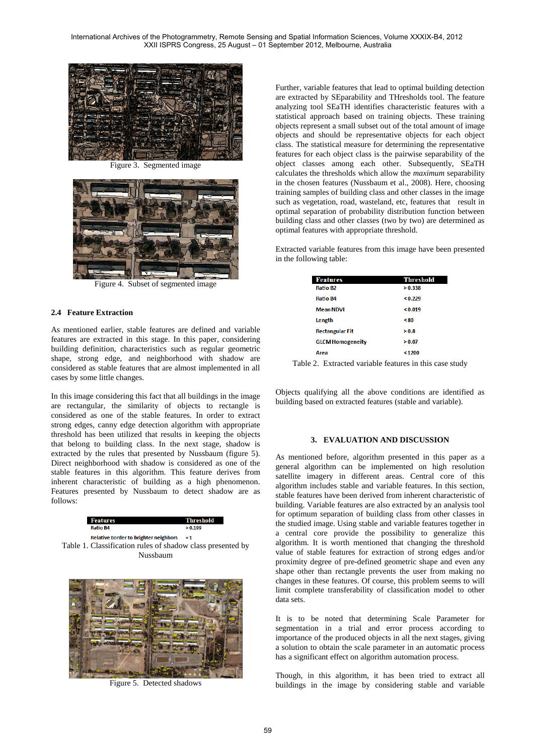Figure 3. Segmented image

Figure 4. Subset of segmented image

### 2.4 Feature Extraction

As mentioned earlier, stable features are defined and variable features are extracted in this stage. In this paper, considering building definition, characteristics such as regular geometric shape, strong edge, and neighborhood with shadow are considered as stable features that are almost implemented in all cases by some little changes.

In this image considering this fact that all buildings in the image are rectangular, the similarity of objects to rectangle is considered as one of the stable features. In order to extract strong edges, canny edge detection algorithm with appropriate threshold has been utilized that results in keeping the objects that belong to building class. In the next stage, shadow is extracted by the rules that presented by Nussbaum (figure 5). Direct neighborhood with shadow is considered as one of the stable features in this algorithm. This feature derives from inherent characteristic of building as a high phenomenon. Features presented by Nussbaum to detect shadow are as follows:

| Features | Threshold |
|---|---|
| Ratio B4 | > 0.199 |
| Relative Border to brighter neighbors | = 1 |

Table 1. Classification rules of shadow class presented by Nussbaum

Figure 5. Detected shadows

Further, variable features that lead to optimal building detection are extracted by SEparability and THresholds tool. The feature analyzing tool SEaTH identifies characteristic features with a statistical approach based on training objects. These training objects represent a small subset out of the total amount of image objects and should be representative objects for each object class. The statistical measure for determining the representative features for each object class is the pairwise separability of the object classes among each other. Subsequently, SEaTH calculates the thresholds which allow the *maximum* separability in the chosen features (Nussbaum et al., 2008). Here, choosing training samples of building class and other classes in the image such as vegetation, road, wasteland, etc, features that result in optimal separation of probability distribution function between building class and other classes (two by two) are determined as optimal features with appropriate threshold.

Extracted variable features from this image have been presented in the following table:

| Features | Threshold |
|---|---|
| Ratio B2 | > 0.338 |
| Ratio B4 | < 0.229 |
| Mean NDVI | < 0.019 |
| Length | < 80 |
| Rectangular Fit | > 0.8 |
| GLCM Homogeneity | > 0.07 |
| Area | < 1200 |

Table 2. Extracted variable features in this case study

Objects qualifying all the above conditions are identified as building based on extracted features (stable and variable).

## 3. EVALUATION AND DISCUSSION

As mentioned before, algorithm presented in this paper as a general algorithm can be implemented on high resolution satellite imagery in different areas. Central core of this algorithm includes stable and variable features. In this section, stable features have been derived from inherent characteristic of building. Variable features are also extracted by an analysis tool for optimum separation of building class from other classes in the studied image. Using stable and variable features together in a central core provide the possibility to generalize this algorithm. It is worth mentioned that changing the threshold value of stable features for extraction of strong edges and/or proximity degree of pre-defined geometric shape and even any shape other than rectangle prevents the user from making no changes in these features. Of course, this problem seems to will limit complete transferability of classification model to other data sets.

It is to be noted that determining Scale Parameter for segmentation in a trial and error process according to importance of the produced objects in all the next stages, giving a solution to obtain the scale parameter in an automatic process has a significant effect on algorithm automation process.

Though, in this algorithm, it has been tried to extract all buildings in the image by considering stable and variable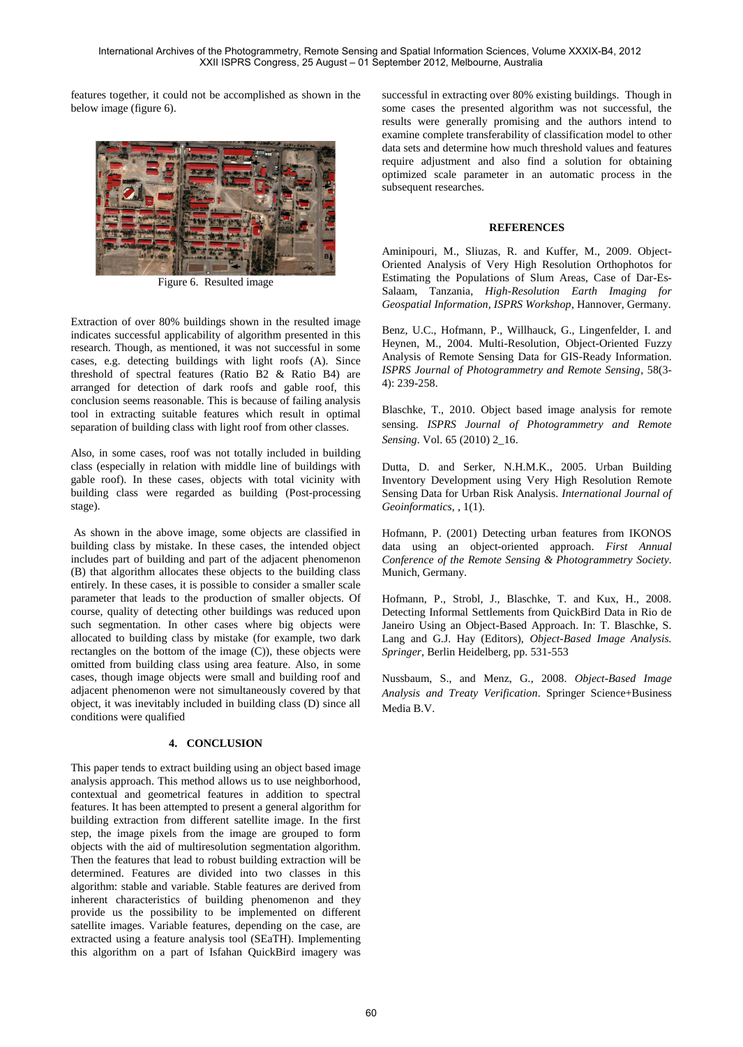features together, it could not be accomplished as shown in the below image (figure 6).

Figure 6. Resulted image

Extraction of over 80% buildings shown in the resulted image indicates successful applicability of algorithm presented in this research. Though, as mentioned, it was not successful in some cases, e.g. detecting buildings with light roofs (A). Since threshold of spectral features (Ratio B2 & Ratio B4) are arranged for detection of dark roofs and gable roof, this conclusion seems reasonable. This is because of failing analysis tool in extracting suitable features which result in optimal separation of building class with light roof from other classes.

Also, in some cases, roof was not totally included in building class (especially in relation with middle line of buildings with gable roof). In these cases, objects with total vicinity with building class were regarded as building (Post-processing stage).

As shown in the above image, some objects are classified in building class by mistake. In these cases, the intended object includes part of building and part of the adjacent phenomenon (B) that algorithm allocates these objects to the building class entirely. In these cases, it is possible to consider a smaller scale parameter that leads to the production of smaller objects. Of course, quality of detecting other buildings was reduced upon such segmentation. In other cases where big objects were allocated to building class by mistake (for example, two dark rectangles on the bottom of the image (C)), these objects were omitted from building class using area feature. Also, in some cases, though image objects were small and building roof and adjacent phenomenon were not simultaneously covered by that object, it was inevitably included in building class (D) since all conditions were qualified

## 4. CONCLUSION

This paper tends to extract building using an object based image analysis approach. This method allows us to use neighborhood, contextual and geometrical features in addition to spectral features. It has been attempted to present a general algorithm for building extraction from different satellite image. In the first step, the image pixels from the image are grouped to form objects with the aid of multiresolution segmentation algorithm. Then the features that lead to robust building extraction will be determined. Features are divided into two classes in this algorithm: stable and variable. Stable features are derived from inherent characteristics of building phenomenon and they provide us the possibility to be implemented on different satellite images. Variable features, depending on the case, are extracted using a feature analysis tool (SEaTH). Implementing this algorithm on a part of Isfahan QuickBird imagery was successful in extracting over 80% existing buildings. Though in some cases the presented algorithm was not successful, the results were generally promising and the authors intend to examine complete transferability of classification model to other data sets and determine how much threshold values and features require adjustment and also find a solution for obtaining optimized scale parameter in an automatic process in the subsequent researches.

## REFERENCES

Aminipouri, M., Sliuzas, R. and Kuffer, M., 2009. Object-Oriented Analysis of Very High Resolution Orthophotos for Estimating the Populations of Slum Areas, Case of Dar-Es-Salaam, Tanzania, *High-Resolution Earth Imaging for Geospatial Information, ISPRS Workshop*, Hannover, Germany.

Benz, U.C., Hofmann, P., Willhauck, G., Lingenfelder, I. and Heynen, M., 2004. Multi-Resolution, Object-Oriented Fuzzy Analysis of Remote Sensing Data for GIS-Ready Information. *ISPRS Journal of Photogrammetry and Remote Sensing*, 58(3-4): 239-258.

Blaschke, T., 2010. Object based image analysis for remote sensing. *ISPRS Journal of Photogrammetry and Remote Sensing*. Vol. 65 (2010) 2_16.

Dutta, D. and Serker, N.H.M.K., 2005. Urban Building Inventory Development using Very High Resolution Remote Sensing Data for Urban Risk Analysis. *International Journal of Geoinformatics*, , 1(1).

Hofmann, P. (2001) Detecting urban features from IKONOS data using an object-oriented approach. *First Annual Conference of the Remote Sensing & Photogrammetry Society*. Munich, Germany.

Hofmann, P., Strobl, J., Blaschke, T. and Kux, H., 2008. Detecting Informal Settlements from QuickBird Data in Rio de Janeiro Using an Object-Based Approach. In: T. Blaschke, S. Lang and G.J. Hay (Editors), *Object-Based Image Analysis. Springer*, Berlin Heidelberg, pp. 531-553

Nussbaum, S., and Menz, G., 2008. *Object-Based Image Analysis and Treaty Verification*. Springer Science+Business Media B.V.